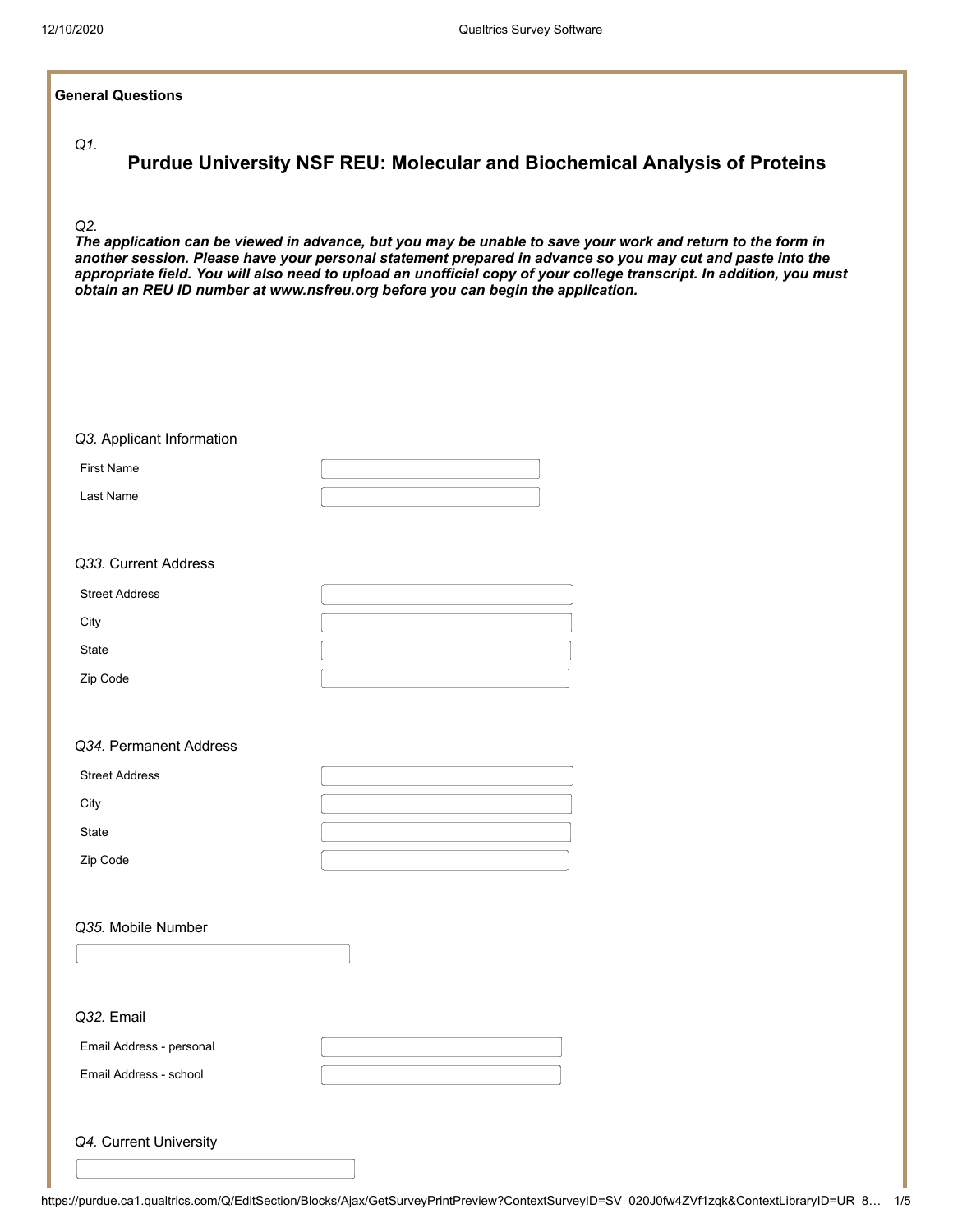**General Questions**

*Q1.*

## Purdue University NSF REU: Molecular and Biochemical Analysis of Proteins

*Q2.*

***The application can be viewed in advance, but you may be unable to save your work and return to the form in another session. Please have your personal statement prepared in advance so you may cut and paste into the appropriate field. You will also need to upload an unofficial copy of your college transcript. In addition, you must obtain an REU ID number at www.nsfreu.org before you can begin the application.***

*Q3.* Applicant Information

First Name

Last Name

*Q33.* Current Address

Street Address

City

State

Zip Code

*Q34.* Permanent Address

Street Address

City

State

Zip Code

*Q35.* Mobile Number

*Q32.* Email

Email Address - personal

Email Address - school

*Q4.* Current University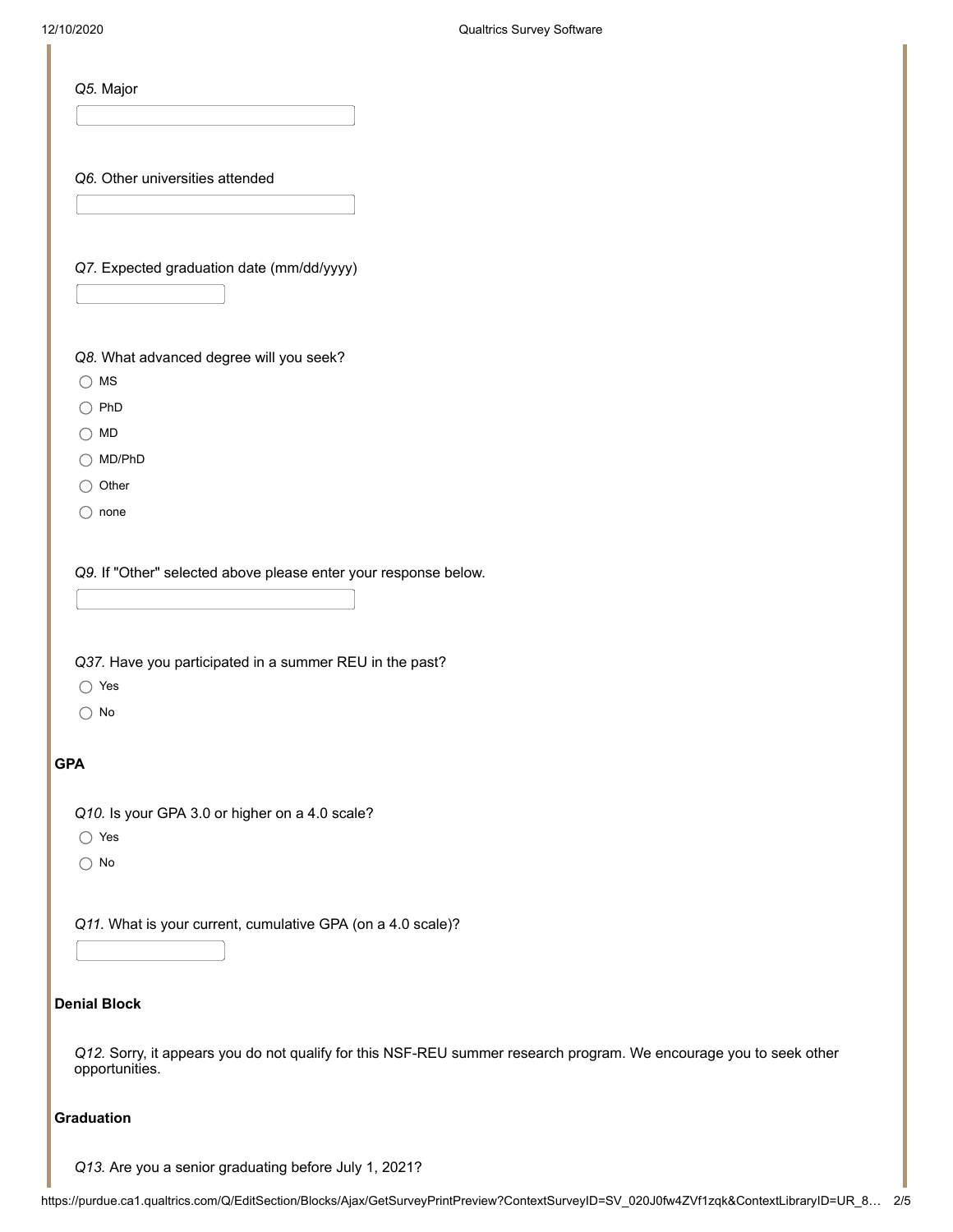*Q5.* Major

*Q6.* Other universities attended

*Q7.* Expected graduation date (mm/dd/yyyy)

*Q8.* What advanced degree will you seek?

- ◯ MS
- ◯ PhD
- ◯ MD
- ◯ MD/PhD
- ◯ Other
- ◯ none

*Q9.* If "Other" selected above please enter your response below.

*Q37.* Have you participated in a summer REU in the past?

- ◯ Yes
- ◯ No

**GPA**

*Q10.* Is your GPA 3.0 or higher on a 4.0 scale?

- ◯ Yes
- ◯ No

*Q11.* What is your current, cumulative GPA (on a 4.0 scale)?

**Denial Block**

*Q12.* Sorry, it appears you do not qualify for this NSF-REU summer research program. We encourage you to seek other opportunities.

**Graduation**

*Q13.* Are you a senior graduating before July 1, 2021?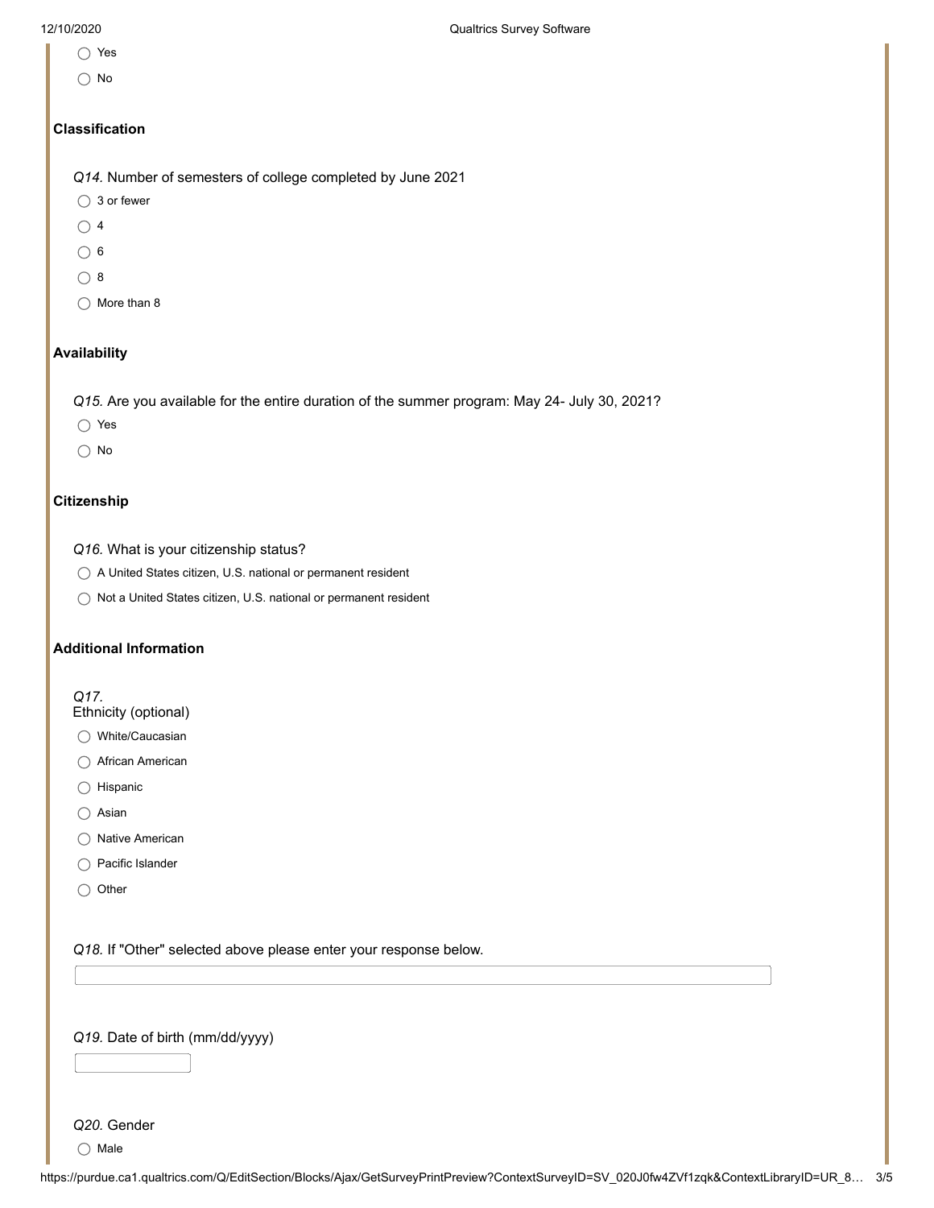- ◯ Yes
- ◯ No

**Classification**

*Q14.* Number of semesters of college completed by June 2021

- ◯ 3 or fewer
- ◯ 4
- ◯ 6
- ◯ 8
- ◯ More than 8

**Availability**

*Q15.* Are you available for the entire duration of the summer program: May 24- July 30, 2021?

- ◯ Yes
- ◯ No

**Citizenship**

*Q16.* What is your citizenship status?

- ◯ A United States citizen, U.S. national or permanent resident
- ◯ Not a United States citizen, U.S. national or permanent resident

**Additional Information**

*Q17.*
Ethnicity (optional)

- ◯ White/Caucasian
- ◯ African American
- ◯ Hispanic
- ◯ Asian
- ◯ Native American
- ◯ Pacific Islander
- ◯ Other

*Q18.* If "Other" selected above please enter your response below.

[ ]

*Q19.* Date of birth (mm/dd/yyyy)

[ ]

*Q20.* Gender

- ◯ Male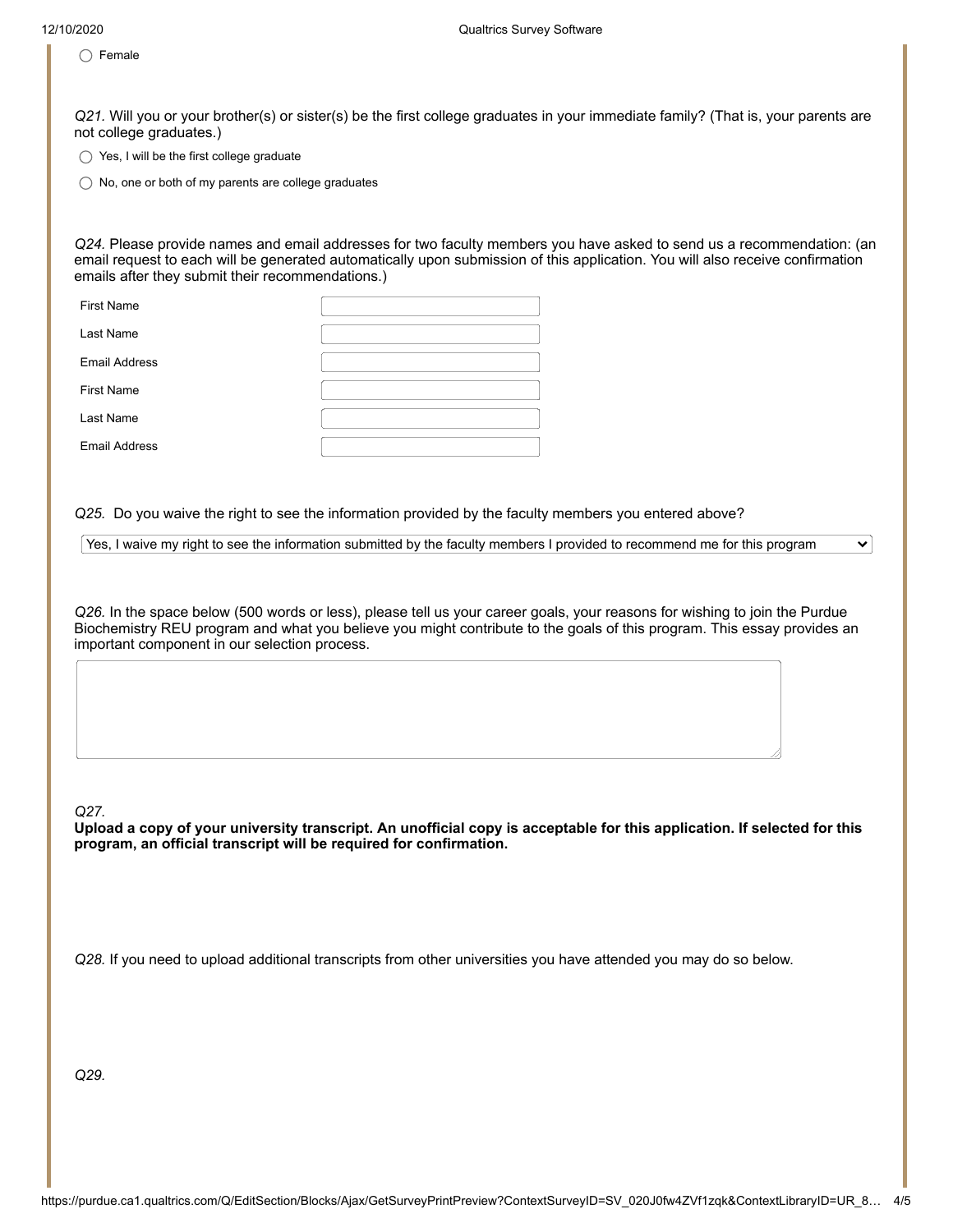○ Female

*Q21.* Will you or your brother(s) or sister(s) be the first college graduates in your immediate family? (That is, your parents are not college graduates.)

○ Yes, I will be the first college graduate

○ No, one or both of my parents are college graduates

*Q24.* Please provide names and email addresses for two faculty members you have asked to send us a recommendation: (an email request to each will be generated automatically upon submission of this application. You will also receive confirmation emails after they submit their recommendations.)

| | |
|---|---|
| First Name | |
| Last Name | |
| Email Address | |
| First Name | |
| Last Name | |
| Email Address | |

*Q25.* Do you waive the right to see the information provided by the faculty members you entered above?

Yes, I waive my right to see the information submitted by the faculty members I provided to recommend me for this program

*Q26.* In the space below (500 words or less), please tell us your career goals, your reasons for wishing to join the Purdue Biochemistry REU program and what you believe you might contribute to the goals of this program. This essay provides an important component in our selection process.

*Q27.*

**Upload a copy of your university transcript. An unofficial copy is acceptable for this application. If selected for this program, an official transcript will be required for confirmation.**

*Q28.* If you need to upload additional transcripts from other universities you have attended you may do so below.

*Q29.*